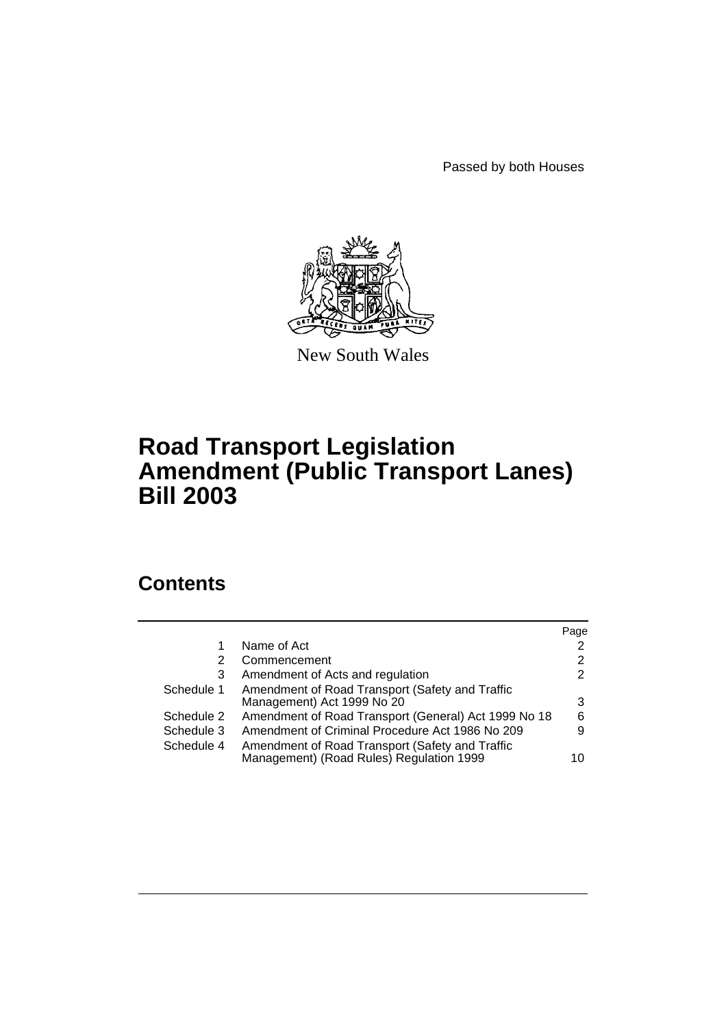Passed by both Houses

New South Wales

# Road Transport Legislation Amendment (Public Transport Lanes) Bill 2003

## Contents

| | | Page |
|---|---|---|
| 1 | Name of Act | 2 |
| 2 | Commencement | 2 |
| 3 | Amendment of Acts and regulation | 2 |
| Schedule 1 | Amendment of Road Transport (Safety and Traffic Management) Act 1999 No 20 | 3 |
| Schedule 2 | Amendment of Road Transport (General) Act 1999 No 18 | 6 |
| Schedule 3 | Amendment of Criminal Procedure Act 1986 No 209 | 9 |
| Schedule 4 | Amendment of Road Transport (Safety and Traffic Management) (Road Rules) Regulation 1999 | 10 |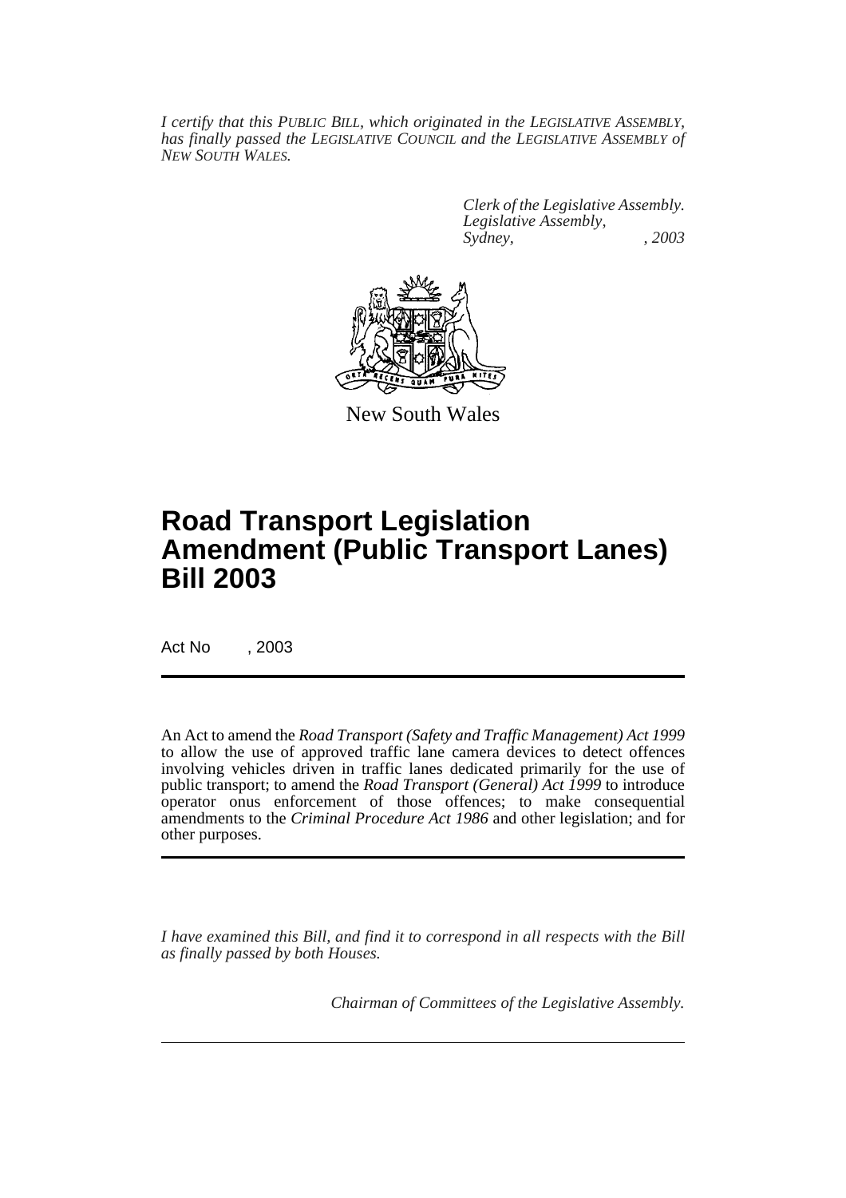*I certify that this PUBLIC BILL, which originated in the LEGISLATIVE ASSEMBLY, has finally passed the LEGISLATIVE COUNCIL and the LEGISLATIVE ASSEMBLY of NEW SOUTH WALES.*

*Clerk of the Legislative Assembly.*
*Legislative Assembly,*
*Sydney, , 2003*

New South Wales

# Road Transport Legislation Amendment (Public Transport Lanes) Bill 2003

Act No , 2003

An Act to amend the *Road Transport (Safety and Traffic Management) Act 1999* to allow the use of approved traffic lane camera devices to detect offences involving vehicles driven in traffic lanes dedicated primarily for the use of public transport; to amend the *Road Transport (General) Act 1999* to introduce operator onus enforcement of those offences; to make consequential amendments to the *Criminal Procedure Act 1986* and other legislation; and for other purposes.

*I have examined this Bill, and find it to correspond in all respects with the Bill as finally passed by both Houses.*

*Chairman of Committees of the Legislative Assembly.*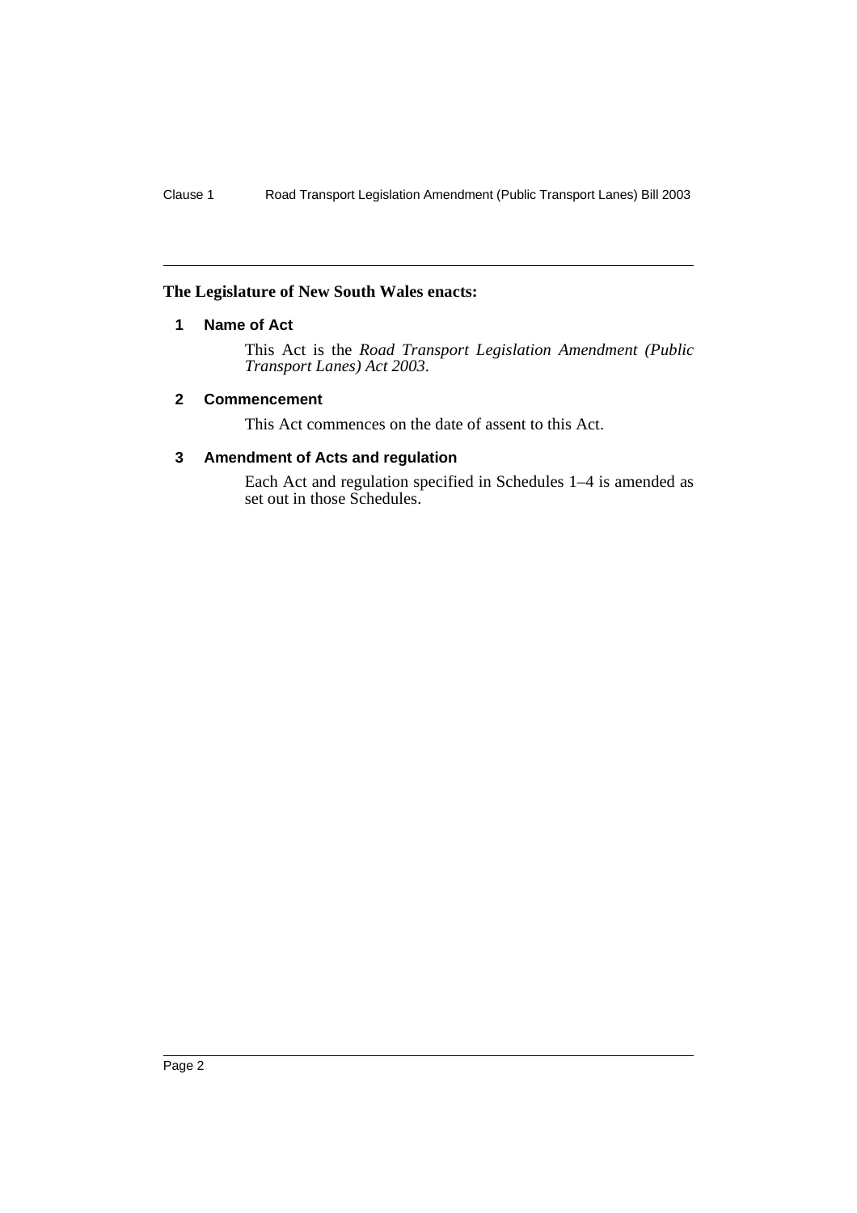**The Legislature of New South Wales enacts:**

## 1 Name of Act

This Act is the *Road Transport Legislation Amendment (Public Transport Lanes) Act 2003*.

## 2 Commencement

This Act commences on the date of assent to this Act.

## 3 Amendment of Acts and regulation

Each Act and regulation specified in Schedules 1–4 is amended as set out in those Schedules.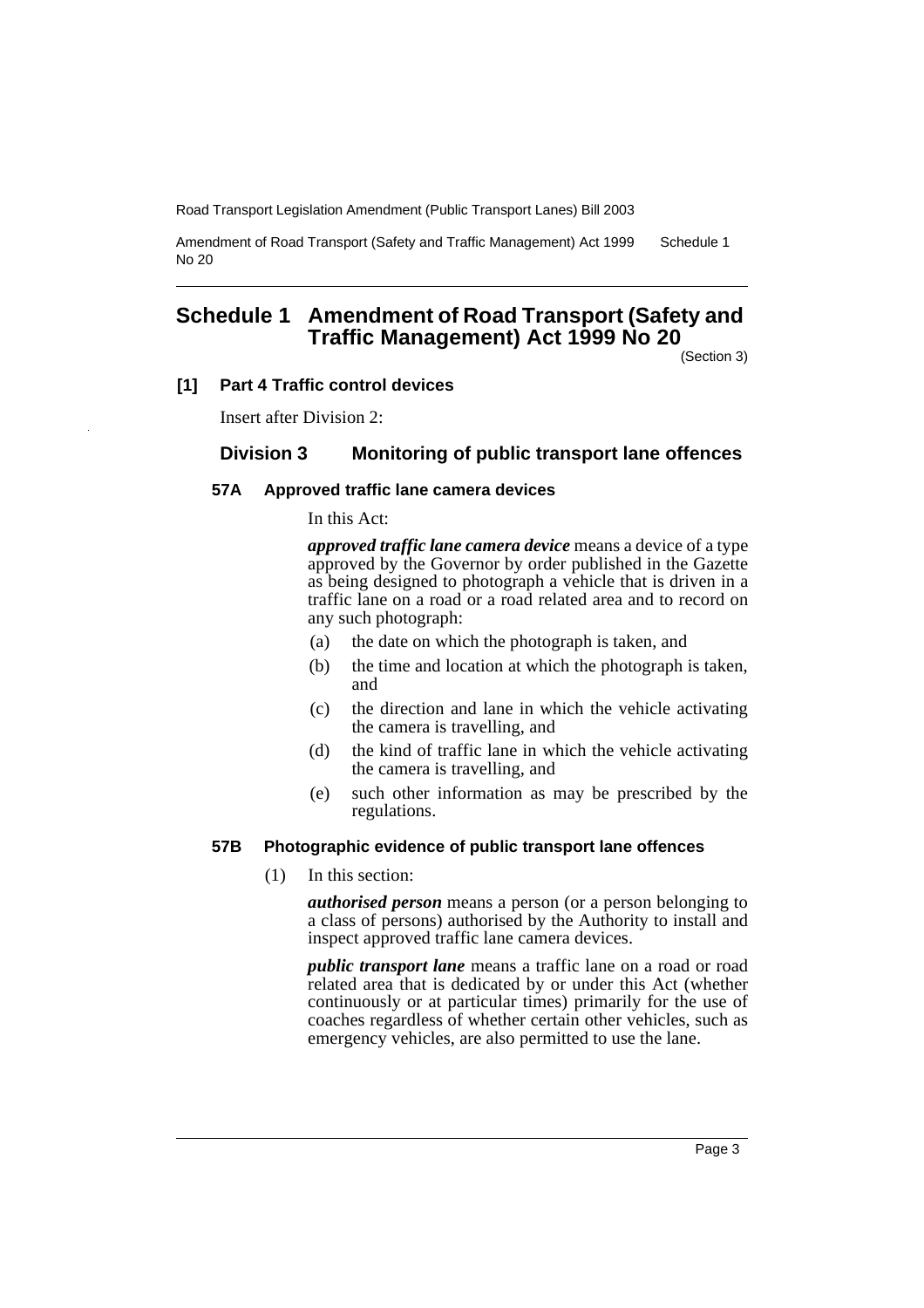# Schedule 1 Amendment of Road Transport (Safety and Traffic Management) Act 1999 No 20

(Section 3)

**[1] Part 4 Traffic control devices**

Insert after Division 2:

## Division 3 Monitoring of public transport lane offences

### 57A Approved traffic lane camera devices

In this Act:

***approved traffic lane camera device*** means a device of a type approved by the Governor by order published in the Gazette as being designed to photograph a vehicle that is driven in a traffic lane on a road or a road related area and to record on any such photograph:

(a) the date on which the photograph is taken, and

(b) the time and location at which the photograph is taken, and

(c) the direction and lane in which the vehicle activating the camera is travelling, and

(d) the kind of traffic lane in which the vehicle activating the camera is travelling, and

(e) such other information as may be prescribed by the regulations.

### 57B Photographic evidence of public transport lane offences

(1) In this section:

***authorised person*** means a person (or a person belonging to a class of persons) authorised by the Authority to install and inspect approved traffic lane camera devices.

***public transport lane*** means a traffic lane on a road or road related area that is dedicated by or under this Act (whether continuously or at particular times) primarily for the use of coaches regardless of whether certain other vehicles, such as emergency vehicles, are also permitted to use the lane.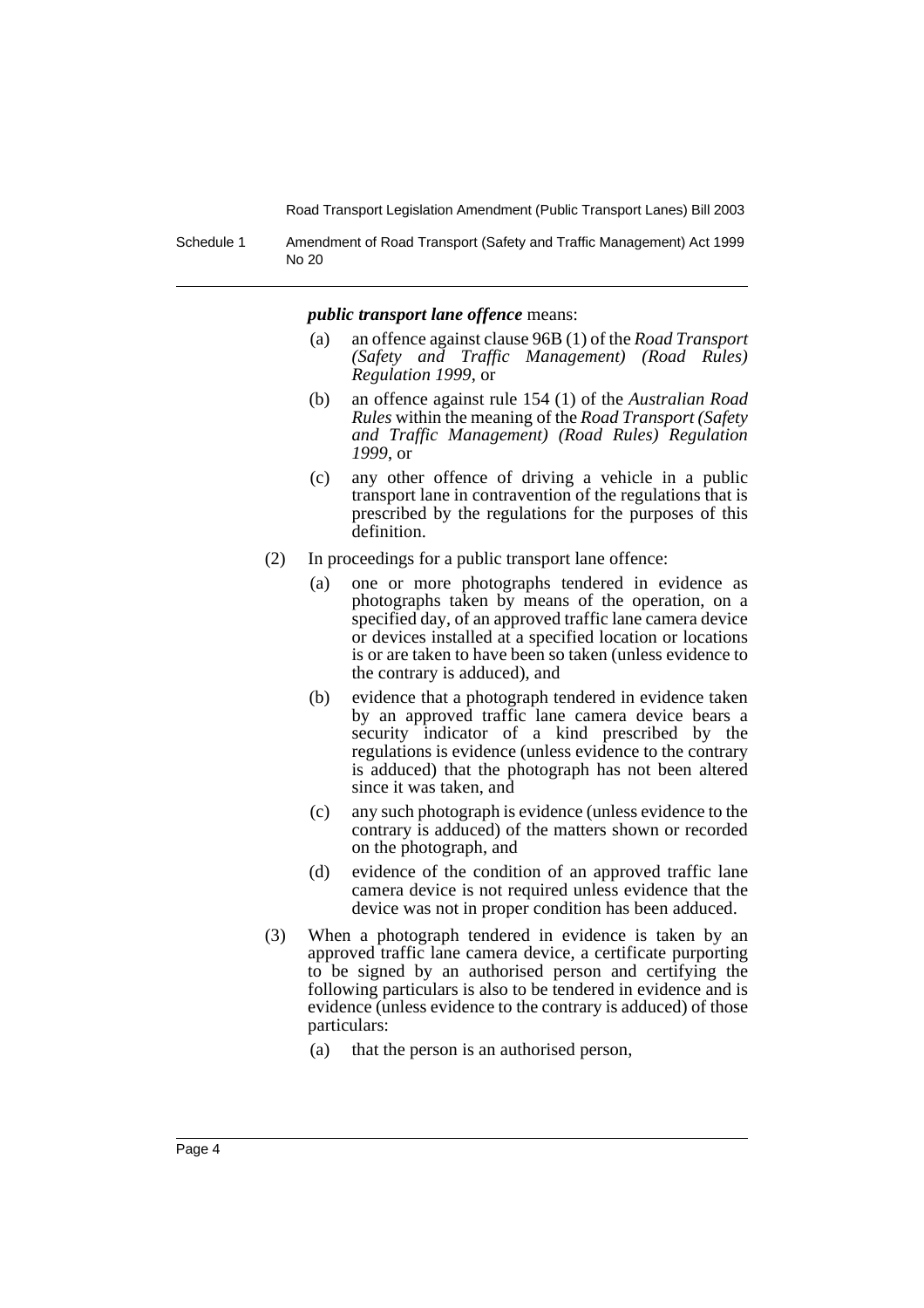***public transport lane offence*** means:

(a) an offence against clause 96B (1) of the *Road Transport (Safety and Traffic Management) (Road Rules) Regulation 1999*, or

(b) an offence against rule 154 (1) of the *Australian Road Rules* within the meaning of the *Road Transport (Safety and Traffic Management) (Road Rules) Regulation 1999*, or

(c) any other offence of driving a vehicle in a public transport lane in contravention of the regulations that is prescribed by the regulations for the purposes of this definition.

(2) In proceedings for a public transport lane offence:

(a) one or more photographs tendered in evidence as photographs taken by means of the operation, on a specified day, of an approved traffic lane camera device or devices installed at a specified location or locations is or are taken to have been so taken (unless evidence to the contrary is adduced), and

(b) evidence that a photograph tendered in evidence taken by an approved traffic lane camera device bears a security indicator of a kind prescribed by the regulations is evidence (unless evidence to the contrary is adduced) that the photograph has not been altered since it was taken, and

(c) any such photograph is evidence (unless evidence to the contrary is adduced) of the matters shown or recorded on the photograph, and

(d) evidence of the condition of an approved traffic lane camera device is not required unless evidence that the device was not in proper condition has been adduced.

(3) When a photograph tendered in evidence is taken by an approved traffic lane camera device, a certificate purporting to be signed by an authorised person and certifying the following particulars is also to be tendered in evidence and is evidence (unless evidence to the contrary is adduced) of those particulars:

(a) that the person is an authorised person,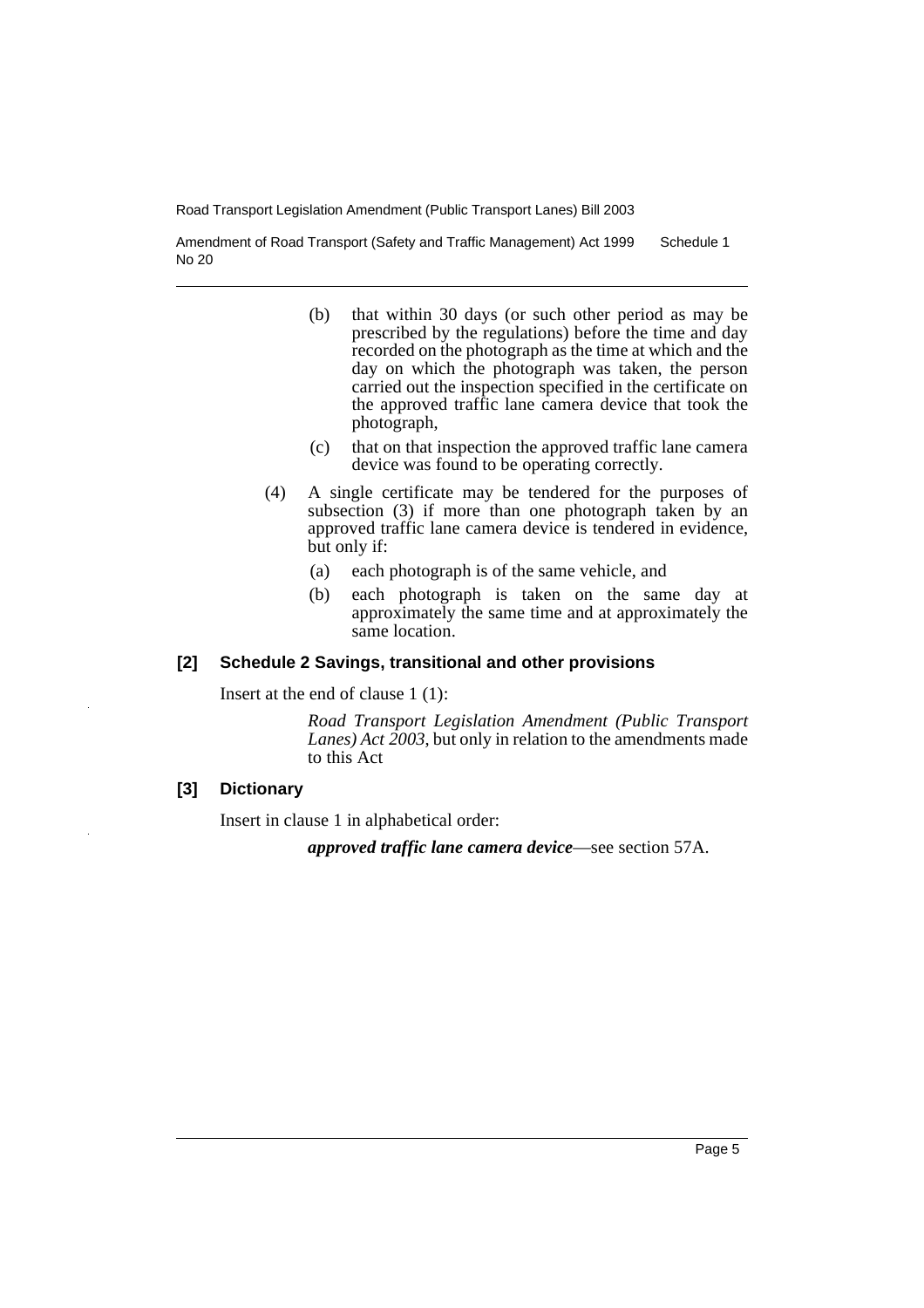(b) that within 30 days (or such other period as may be prescribed by the regulations) before the time and day recorded on the photograph as the time at which and the day on which the photograph was taken, the person carried out the inspection specified in the certificate on the approved traffic lane camera device that took the photograph,

(c) that on that inspection the approved traffic lane camera device was found to be operating correctly.

(4) A single certificate may be tendered for the purposes of subsection (3) if more than one photograph taken by an approved traffic lane camera device is tendered in evidence, but only if:

(a) each photograph is of the same vehicle, and

(b) each photograph is taken on the same day at approximately the same time and at approximately the same location.

### [2] Schedule 2 Savings, transitional and other provisions

Insert at the end of clause 1 (1):

*Road Transport Legislation Amendment (Public Transport Lanes) Act 2003*, but only in relation to the amendments made to this Act

### [3] Dictionary

Insert in clause 1 in alphabetical order:

***approved traffic lane camera device***—see section 57A.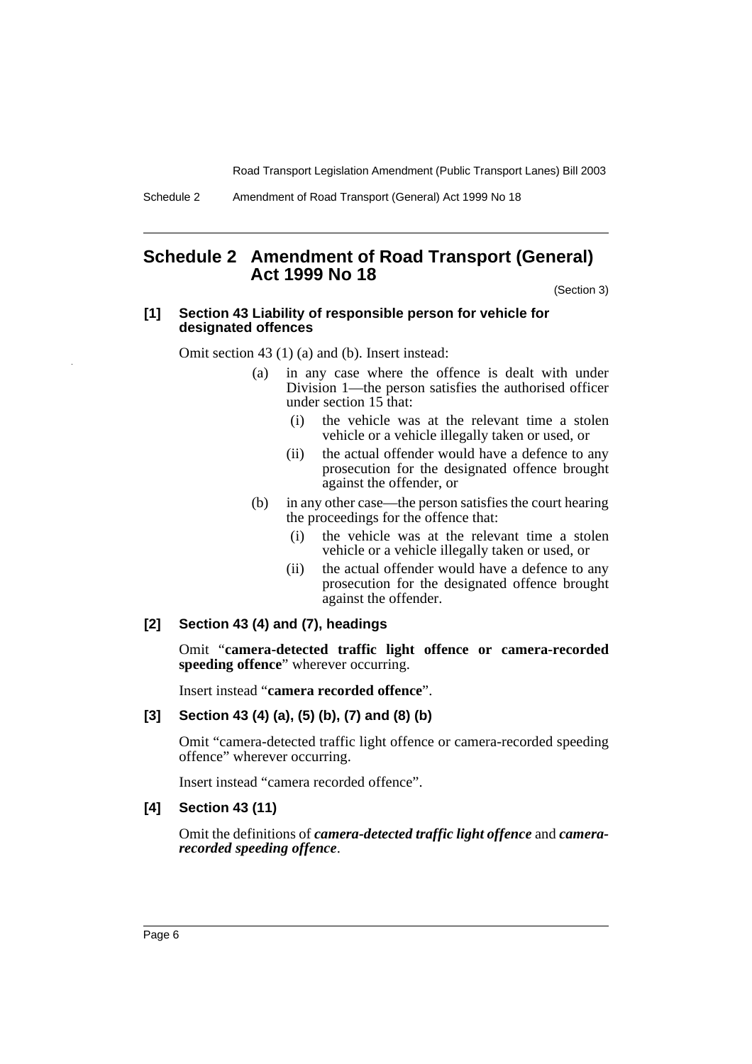## Schedule 2 Amendment of Road Transport (General) Act 1999 No 18

(Section 3)

**[1] Section 43 Liability of responsible person for vehicle for designated offences**

Omit section 43 (1) (a) and (b). Insert instead:

- (a) in any case where the offence is dealt with under Division 1—the person satisfies the authorised officer under section 15 that:
  - (i) the vehicle was at the relevant time a stolen vehicle or a vehicle illegally taken or used, or
  - (ii) the actual offender would have a defence to any prosecution for the designated offence brought against the offender, or
- (b) in any other case—the person satisfies the court hearing the proceedings for the offence that:
  - (i) the vehicle was at the relevant time a stolen vehicle or a vehicle illegally taken or used, or
  - (ii) the actual offender would have a defence to any prosecution for the designated offence brought against the offender.

**[2] Section 43 (4) and (7), headings**

Omit "**camera-detected traffic light offence or camera-recorded speeding offence**" wherever occurring.

Insert instead "**camera recorded offence**".

**[3] Section 43 (4) (a), (5) (b), (7) and (8) (b)**

Omit "camera-detected traffic light offence or camera-recorded speeding offence" wherever occurring.

Insert instead "camera recorded offence".

**[4] Section 43 (11)**

Omit the definitions of ***camera-detected traffic light offence*** and ***camera-recorded speeding offence***.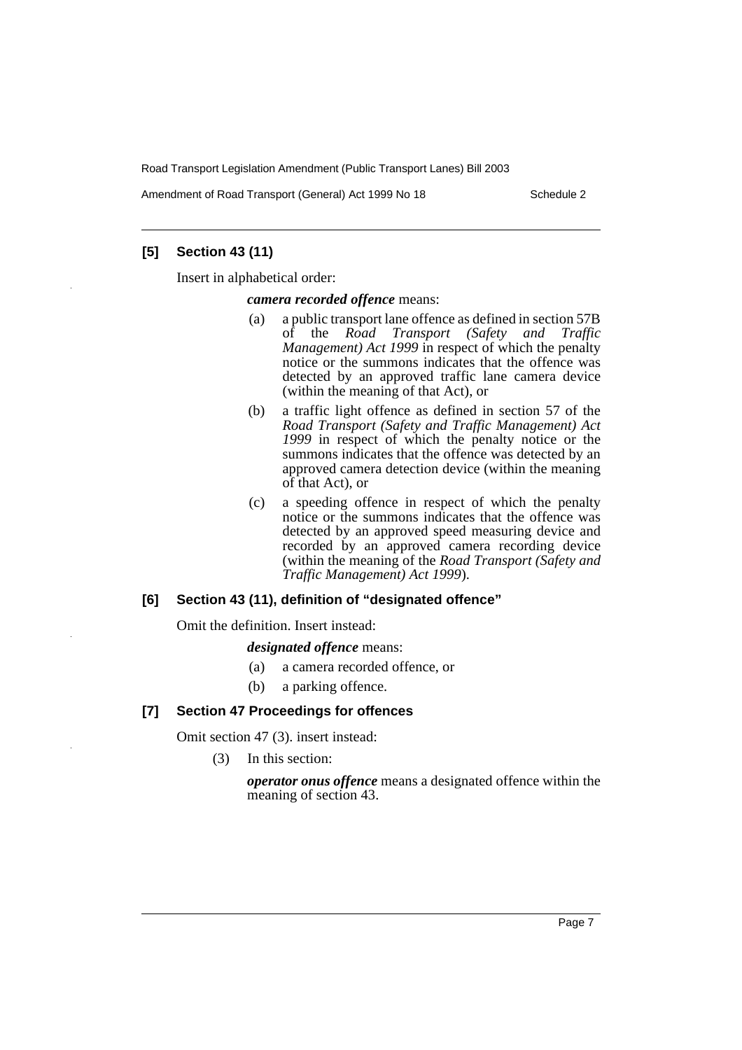### [5] Section 43 (11)

Insert in alphabetical order:

***camera recorded offence*** means:

(a) a public transport lane offence as defined in section 57B of the *Road Transport (Safety and Traffic Management) Act 1999* in respect of which the penalty notice or the summons indicates that the offence was detected by an approved traffic lane camera device (within the meaning of that Act), or

(b) a traffic light offence as defined in section 57 of the *Road Transport (Safety and Traffic Management) Act 1999* in respect of which the penalty notice or the summons indicates that the offence was detected by an approved camera detection device (within the meaning of that Act), or

(c) a speeding offence in respect of which the penalty notice or the summons indicates that the offence was detected by an approved speed measuring device and recorded by an approved camera recording device (within the meaning of the *Road Transport (Safety and Traffic Management) Act 1999*).

### [6] Section 43 (11), definition of "designated offence"

Omit the definition. Insert instead:

***designated offence*** means:

(a) a camera recorded offence, or

(b) a parking offence.

### [7] Section 47 Proceedings for offences

Omit section 47 (3). insert instead:

(3) In this section:

***operator onus offence*** means a designated offence within the meaning of section 43.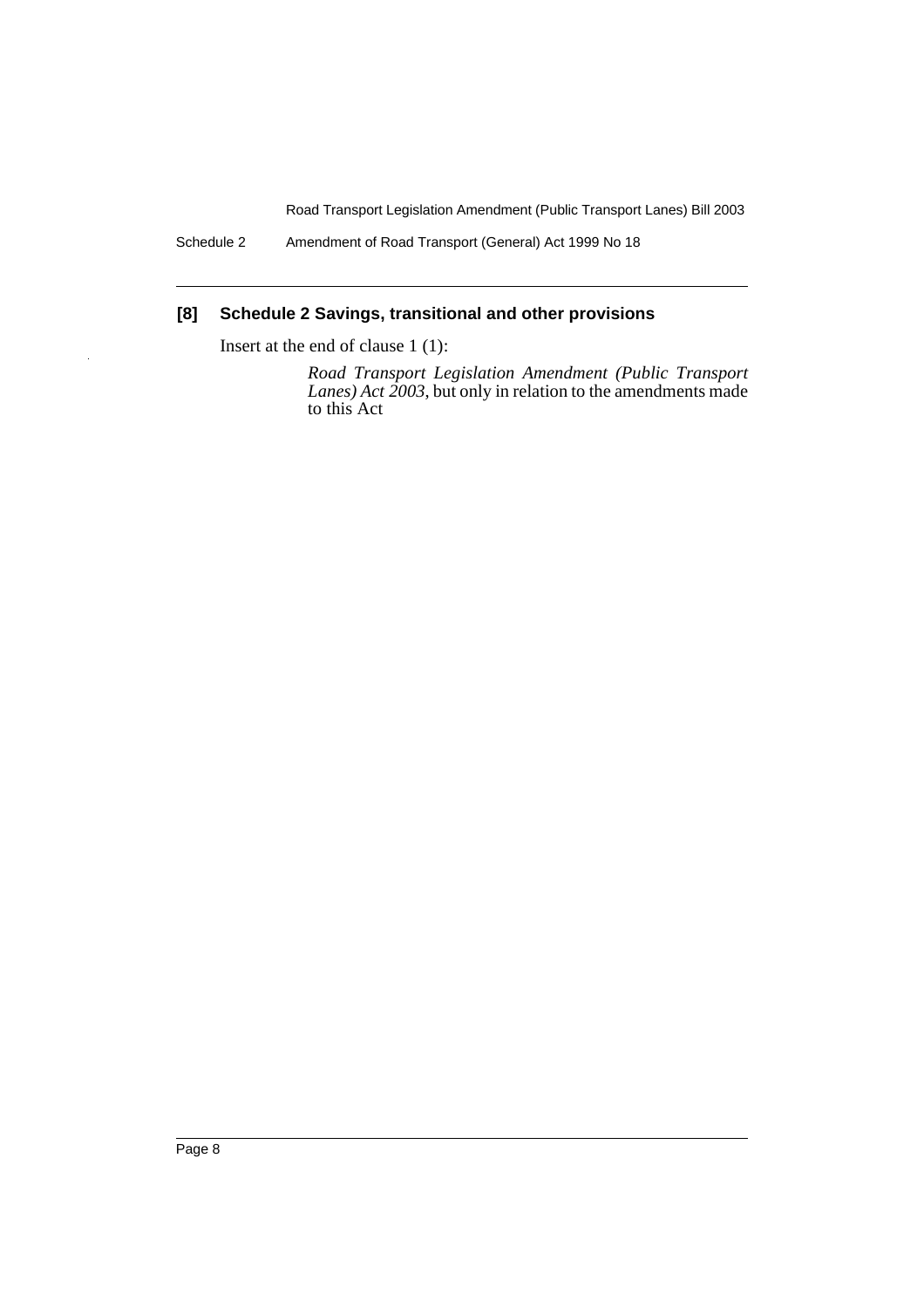### [8] Schedule 2 Savings, transitional and other provisions

Insert at the end of clause 1 (1):

> *Road Transport Legislation Amendment (Public Transport Lanes) Act 2003*, but only in relation to the amendments made to this Act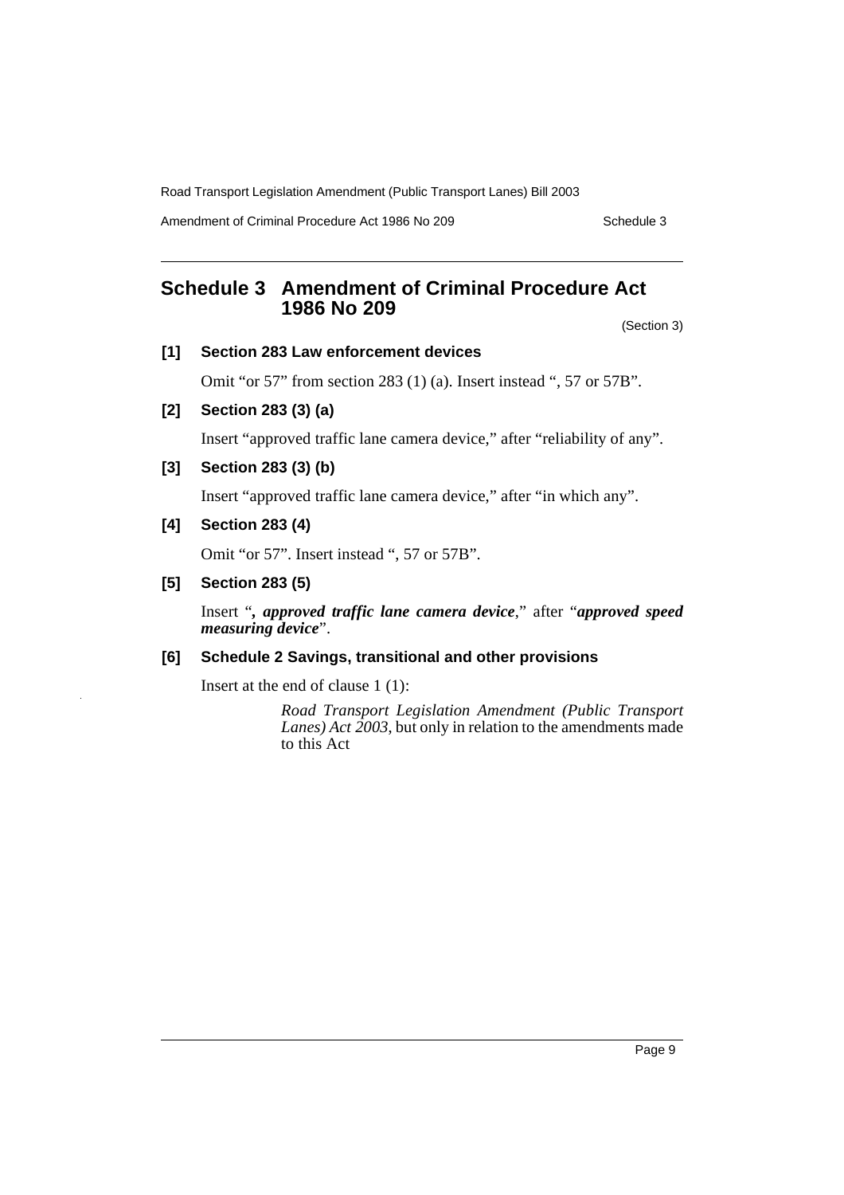# Schedule 3 Amendment of Criminal Procedure Act 1986 No 209

(Section 3)

**[1] Section 283 Law enforcement devices**

Omit “or 57” from section 283 (1) (a). Insert instead “, 57 or 57B”.

**[2] Section 283 (3) (a)**

Insert “approved traffic lane camera device,” after “reliability of any”.

**[3] Section 283 (3) (b)**

Insert “approved traffic lane camera device,” after “in which any”.

**[4] Section 283 (4)**

Omit “or 57”. Insert instead “, 57 or 57B”.

**[5] Section 283 (5)**

Insert “***, approved traffic lane camera device***,” after “***approved speed measuring device***”.

**[6] Schedule 2 Savings, transitional and other provisions**

Insert at the end of clause 1 (1):

> *Road Transport Legislation Amendment (Public Transport Lanes) Act 2003*, but only in relation to the amendments made to this Act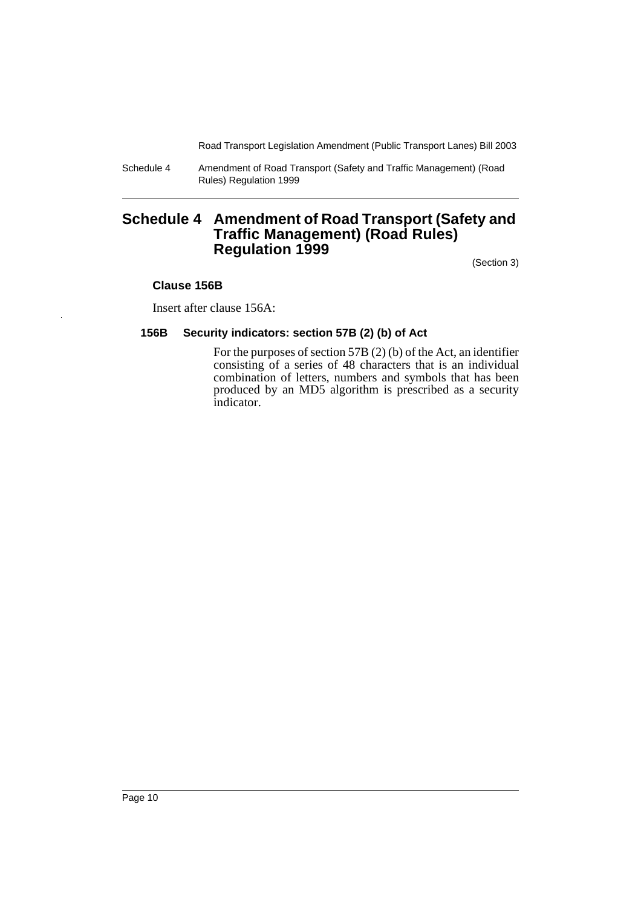## Schedule 4 Amendment of Road Transport (Safety and Traffic Management) (Road Rules) Regulation 1999

(Section 3)

**Clause 156B**

Insert after clause 156A:

**156B Security indicators: section 57B (2) (b) of Act**

For the purposes of section 57B (2) (b) of the Act, an identifier consisting of a series of 48 characters that is an individual combination of letters, numbers and symbols that has been produced by an MD5 algorithm is prescribed as a security indicator.